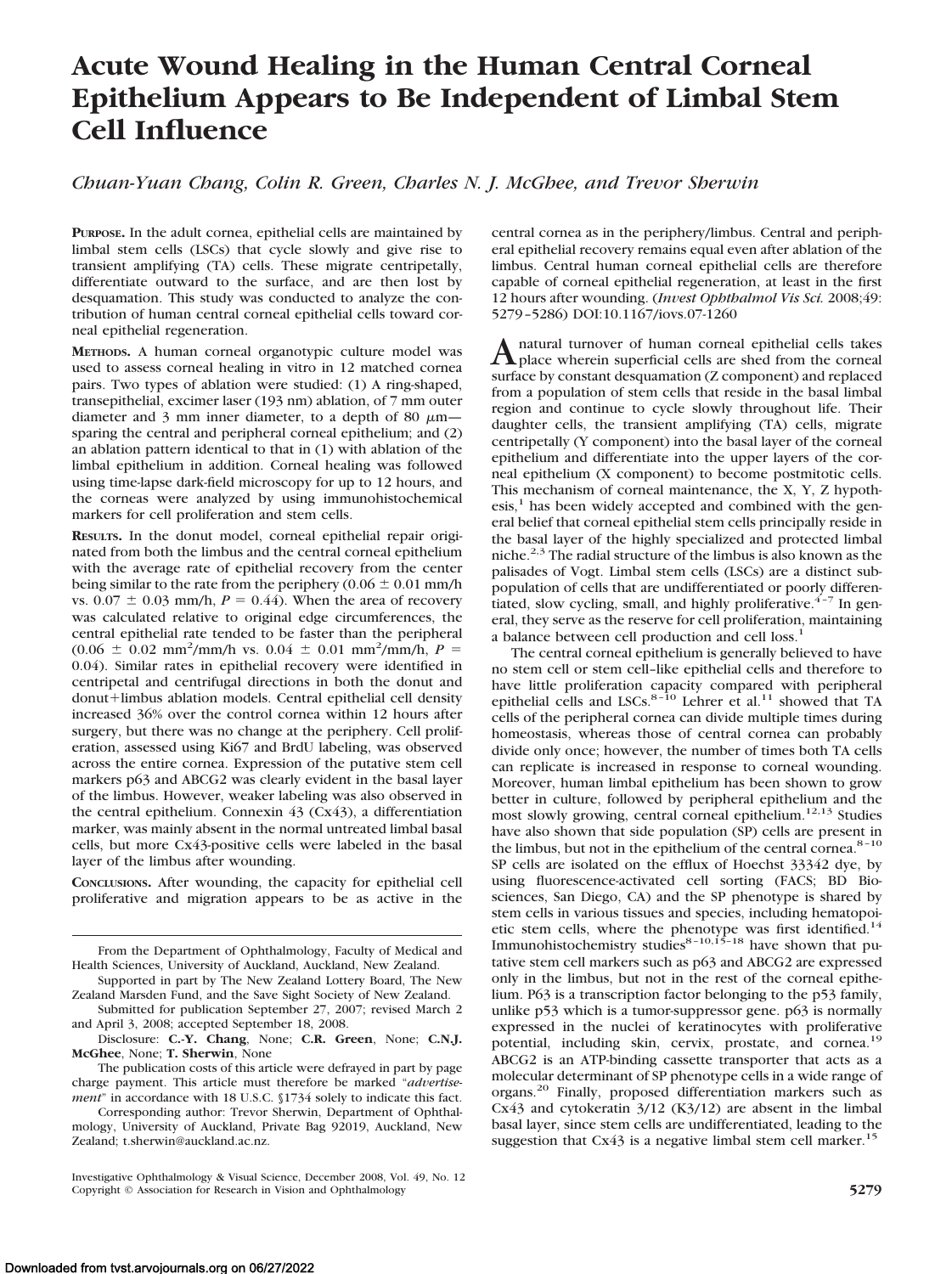# Acute Wound Healing in the Human Central Corneal Epithelium Appears to Be Independent of Limbal Stem Cell Influence

*Chuan-Yuan Chang, Colin R. Green, Charles N. J. McGhee, and Trevor Sherwin*

**PURPOSE.** In the adult cornea, epithelial cells are maintained by limbal stem cells (LSCs) that cycle slowly and give rise to transient amplifying (TA) cells. These migrate centripetally, differentiate outward to the surface, and are then lost by desquamation. This study was conducted to analyze the contribution of human central corneal epithelial cells toward corneal epithelial regeneration.

**METHODS.** A human corneal organotypic culture model was used to assess corneal healing in vitro in 12 matched cornea pairs. Two types of ablation were studied: (1) A ring-shaped, transepithelial, excimer laser (193 nm) ablation, of 7 mm outer diameter and 3 mm inner diameter, to a depth of 80 $\mu$m—sparing the central and peripheral corneal epithelium; and (2) an ablation pattern identical to that in (1) with ablation of the limbal epithelium in addition. Corneal healing was followed using time-lapse dark-field microscopy for up to 12 hours, and the corneas were analyzed by using immunohistochemical markers for cell proliferation and stem cells.

**RESULTS.** In the donut model, corneal epithelial repair originated from both the limbus and the central corneal epithelium with the average rate of epithelial recovery from the center being similar to the rate from the periphery (0.06 ± 0.01 mm/h vs. 0.07 ± 0.03 mm/h, $P = 0.44$). When the area of recovery was calculated relative to original edge circumferences, the central epithelial rate tended to be faster than the peripheral (0.06 ± 0.02 $mm^2$/mm/h vs. 0.04 ± 0.01 $mm^2$/mm/h, $P = 0.04$). Similar rates in epithelial recovery were identified in centripetal and centrifugal directions in both the donut and donut+limbus ablation models. Central epithelial cell density increased 36% over the control cornea within 12 hours after surgery, but there was no change at the periphery. Cell proliferation, assessed using Ki67 and BrdU labeling, was observed across the entire cornea. Expression of the putative stem cell markers p63 and ABCG2 was clearly evident in the basal layer of the limbus. However, weaker labeling was also observed in the central epithelium. Connexin 43 (Cx43), a differentiation marker, was mainly absent in the normal untreated limbal basal cells, but more Cx43-positive cells were labeled in the basal layer of the limbus after wounding.

**CONCLUSIONS.** After wounding, the capacity for epithelial cell proliferative and migration appears to be as active in the central cornea as in the periphery/limbus. Central and peripheral epithelial recovery remains equal even after ablation of the limbus. Central human corneal epithelial cells are therefore capable of corneal epithelial regeneration, at least in the first 12 hours after wounding. (*Invest Ophthalmol Vis Sci.* 2008;49: 5279–5286) DOI:10.1167/iovs.07-1260

From the Department of Ophthalmology, Faculty of Medical and Health Sciences, University of Auckland, Auckland, New Zealand.

Supported in part by The New Zealand Lottery Board, The New Zealand Marsden Fund, and the Save Sight Society of New Zealand.

Submitted for publication September 27, 2007; revised March 2 and April 3, 2008; accepted September 18, 2008.

Disclosure: **C.-Y. Chang**, None; **C.R. Green**, None; **C.N.J. McGhee**, None; **T. Sherwin**, None

The publication costs of this article were defrayed in part by page charge payment. This article must therefore be marked "*advertisement*" in accordance with 18 U.S.C. §1734 solely to indicate this fact.

Corresponding author: Trevor Sherwin, Department of Ophthalmology, University of Auckland, Private Bag 92019, Auckland, New Zealand; t.sherwin@auckland.ac.nz.

A natural turnover of human corneal epithelial cells takes place wherein superficial cells are shed from the corneal surface by constant desquamation (Z component) and replaced from a population of stem cells that reside in the basal limbal region and continue to cycle slowly throughout life. Their daughter cells, the transient amplifying (TA) cells, migrate centripetally (Y component) into the basal layer of the corneal epithelium and differentiate into the upper layers of the corneal epithelium (X component) to become postmitotic cells. This mechanism of corneal maintenance, the X, Y, Z hypothesis,[1] has been widely accepted and combined with the general belief that corneal epithelial stem cells principally reside in the basal layer of the highly specialized and protected limbal niche.[2,3] The radial structure of the limbus is also known as the palisades of Vogt. Limbal stem cells (LSCs) are a distinct subpopulation of cells that are undifferentiated or poorly differentiated, slow cycling, small, and highly proliferative.[4–7] In general, they serve as the reserve for cell proliferation, maintaining a balance between cell production and cell loss.[1]

The central corneal epithelium is generally believed to have no stem cell or stem cell–like epithelial cells and therefore to have little proliferation capacity compared with peripheral epithelial cells and LSCs.[8–10] Lehrer et al.[11] showed that TA cells of the peripheral cornea can divide multiple times during homeostasis, whereas those of central cornea can probably divide only once; however, the number of times both TA cells can replicate is increased in response to corneal wounding. Moreover, human limbal epithelium has been shown to grow better in culture, followed by peripheral epithelium and the most slowly growing, central corneal epithelium.[12,13] Studies have also shown that side population (SP) cells are present in the limbus, but not in the epithelium of the central cornea.[8–10] SP cells are isolated on the efflux of Hoechst 33342 dye, by using fluorescence-activated cell sorting (FACS; BD Biosciences, San Diego, CA) and the SP phenotype is shared by stem cells in various tissues and species, including hematopoietic stem cells, where the phenotype was first identified.[14] Immunohistochemistry studies[8–10,15–18] have shown that putative stem cell markers such as p63 and ABCG2 are expressed only in the limbus, but not in the rest of the corneal epithelium. P63 is a transcription factor belonging to the p53 family, unlike p53 which is a tumor-suppressor gene. p63 is normally expressed in the nuclei of keratinocytes with proliferative potential, including skin, cervix, prostate, and cornea.[19] ABCG2 is an ATP-binding cassette transporter that acts as a molecular determinant of SP phenotype cells in a wide range of organs.[20] Finally, proposed differentiation markers such as Cx43 and cytokeratin 3/12 (K3/12) are absent in the limbal basal layer, since stem cells are undifferentiated, leading to the suggestion that Cx43 is a negative limbal stem cell marker.[15]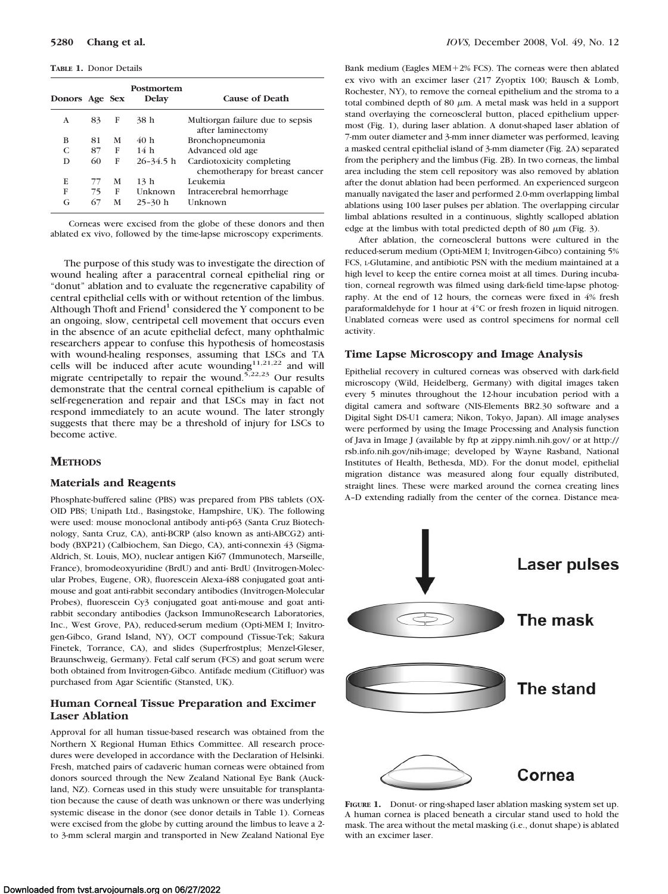**TABLE 1.** Donor Details

| Donors | Age | Sex | Postmortem Delay | Cause of Death |
|---|---|---|---|---|
| A | 83 | F | 38 h | Multiorgan failure due to sepsis after laminectomy |
| B | 81 | M | 40 h | Bronchopneumonia |
| C | 87 | F | 14 h | Advanced old age |
| D | 60 | F | 26–34.5 h | Cardiotoxicity completing chemotherapy for breast cancer |
| E | 77 | M | 13 h | Leukemia |
| F | 75 | F | Unknown | Intracerebral hemorrhage |
| G | 67 | M | 25–30 h | Unknown |

Corneas were excised from the globe of these donors and then ablated ex vivo, followed by the time-lapse microscopy experiments.

The purpose of this study was to investigate the direction of wound healing after a paracentral corneal epithelial ring or "donut" ablation and to evaluate the regenerative capability of central epithelial cells with or without retention of the limbus. Although Thoft and Friend[1] considered the Y component to be an ongoing, slow, centripetal cell movement that occurs even in the absence of an acute epithelial defect, many ophthalmic researchers appear to confuse this hypothesis of homeostasis with wound-healing responses, assuming that LSCs and TA cells will be induced after acute wounding[11,21,22] and will migrate centripetally to repair the wound.[5,22,23] Our results demonstrate that the central corneal epithelium is capable of self-regeneration and repair and that LSCs may in fact not respond immediately to an acute wound. The later strongly suggests that there may be a threshold of injury for LSCs to become active.

## METHODS

### Materials and Reagents

Phosphate-buffered saline (PBS) was prepared from PBS tablets (OXOID PBS; Unipath Ltd., Basingstoke, Hampshire, UK). The following were used: mouse monoclonal antibody anti-p63 (Santa Cruz Biotechnology, Santa Cruz, CA), anti-BCRP (also known as anti-ABCG2) antibody (BXP21) (Calbiochem, San Diego, CA), anti-connexin 43 (Sigma-Aldrich, St. Louis, MO), nuclear antigen Ki67 (Immunotech, Marseille, France), bromodeoxyuridine (BrdU) and anti- BrdU (Invitrogen-Molecular Probes, Eugene, OR), fluorescein Alexa-488 conjugated goat anti-mouse and goat anti-rabbit secondary antibodies (Invitrogen-Molecular Probes), fluorescein Cy3 conjugated goat anti-mouse and goat anti-rabbit secondary antibodies (Jackson ImmunoResearch Laboratories, Inc., West Grove, PA), reduced-serum medium (Opti-MEM I; Invitrogen-Gibco, Grand Island, NY), OCT compound (Tissue-Tek; Sakura Finetek, Torrance, CA), and slides (Superfrostplus; Menzel-Gleser, Braunschweig, Germany). Fetal calf serum (FCS) and goat serum were both obtained from Invitrogen-Gibco. Antifade medium (Citifluor) was purchased from Agar Scientific (Stansted, UK).

### Human Corneal Tissue Preparation and Excimer Laser Ablation

Approval for all human tissue-based research was obtained from the Northern X Regional Human Ethics Committee. All research procedures were developed in accordance with the Declaration of Helsinki. Fresh, matched pairs of cadaveric human corneas were obtained from donors sourced through the New Zealand National Eye Bank (Auckland, NZ). Corneas used in this study were unsuitable for transplantation because the cause of death was unknown or there was underlying systemic disease in the donor (see donor details in Table 1). Corneas were excised from the globe by cutting around the limbus to leave a 2- to 3-mm scleral margin and transported in New Zealand National Eye Bank medium (Eagles MEM+2% FCS). The corneas were then ablated ex vivo with an excimer laser (217 Zyoptix 100; Bausch & Lomb, Rochester, NY), to remove the corneal epithelium and the stroma to a total combined depth of 80 μm. A metal mask was held in a support stand overlaying the corneoscleral button, placed epithelium uppermost (Fig. 1), during laser ablation. A donut-shaped laser ablation of 7-mm outer diameter and 3-mm inner diameter was performed, leaving a masked central epithelial island of 3-mm diameter (Fig. 2A) separated from the periphery and the limbus (Fig. 2B). In two corneas, the limbal area including the stem cell repository was also removed by ablation after the donut ablation had been performed. An experienced surgeon manually navigated the laser and performed 2.0-mm overlapping limbal ablations using 100 laser pulses per ablation. The overlapping circular limbal ablations resulted in a continuous, slightly scalloped ablation edge at the limbus with total predicted depth of 80 μm (Fig. 3).

After ablation, the corneoscleral buttons were cultured in the reduced-serum medium (Opti-MEM I; Invitrogen-Gibco) containing 5% FCS, L-Glutamine, and antibiotic PSN with the medium maintained at a high level to keep the entire cornea moist at all times. During incubation, corneal regrowth was filmed using dark-field time-lapse photography. At the end of 12 hours, the corneas were fixed in 4% fresh paraformaldehyde for 1 hour at 4°C or fresh frozen in liquid nitrogen. Unablated corneas were used as control specimens for normal cell activity.

### Time Lapse Microscopy and Image Analysis

Epithelial recovery in cultured corneas was observed with dark-field microscopy (Wild, Heidelberg, Germany) with digital images taken every 5 minutes throughout the 12-hour incubation period with a digital camera and software (NIS-Elements BR2.30 software and a Digital Sight DS-U1 camera; Nikon, Tokyo, Japan). All image analyses were performed by using the Image Processing and Analysis function of Java in Image J (available by ftp at zippy.nimh.nih.gov/ or at http://rsb.info.nih.gov/nih-image; developed by Wayne Rasband, National Institutes of Health, Bethesda, MD). For the donut model, epithelial migration distance was measured along four equally distributed, straight lines. These were marked around the cornea creating lines A–D extending radially from the center of the cornea. Distance mea-

**FIGURE 1.** Donut- or ring-shaped laser ablation masking system set up. A human cornea is placed beneath a circular stand used to hold the mask. The area without the metal masking (i.e., donut shape) is ablated with an excimer laser.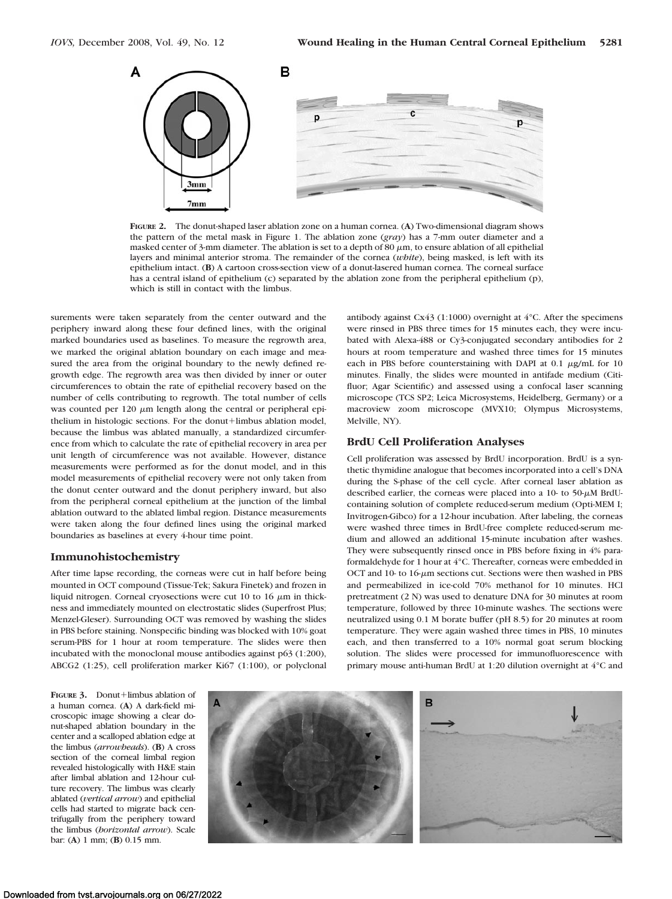3mm

7mm

p c p

**FIGURE 2.** The donut-shaped laser ablation zone on a human cornea. (**A**) Two-dimensional diagram shows the pattern of the metal mask in Figure 1. The ablation zone (*gray*) has a 7-mm outer diameter and a masked center of 3-mm diameter. The ablation is set to a depth of 80 μm, to ensure ablation of all epithelial layers and minimal anterior stroma. The remainder of the cornea (*white*), being masked, is left with its epithelium intact. (**B**) A cartoon cross-section view of a donut-lasered human cornea. The corneal surface has a central island of epithelium (c) separated by the ablation zone from the peripheral epithelium (p), which is still in contact with the limbus.

surements were taken separately from the center outward and the periphery inward along these four defined lines, with the original marked boundaries used as baselines. To measure the regrowth area, we marked the original ablation boundary on each image and measured the area from the original boundary to the newly defined regrowth edge. The regrowth area was then divided by inner or outer circumferences to obtain the rate of epithelial recovery based on the number of cells contributing to regrowth. The total number of cells was counted per 120 μm length along the central or peripheral epithelium in histologic sections. For the donut+limbus ablation model, because the limbus was ablated manually, a standardized circumference from which to calculate the rate of epithelial recovery in area per unit length of circumference was not available. However, distance measurements were performed as for the donut model, and in this model measurements of epithelial recovery were not only taken from the donut center outward and the donut periphery inward, but also from the peripheral corneal epithelium at the junction of the limbal ablation outward to the ablated limbal region. Distance measurements were taken along the four defined lines using the original marked boundaries as baselines at every 4-hour time point.

### Immunohistochemistry

After time lapse recording, the corneas were cut in half before being mounted in OCT compound (Tissue-Tek; Sakura Finetek) and frozen in liquid nitrogen. Corneal cryosections were cut 10 to 16 μm in thickness and immediately mounted on electrostatic slides (Superfrost Plus; Menzel-Gleser). Surrounding OCT was removed by washing the slides in PBS before staining. Nonspecific binding was blocked with 10% goat serum-PBS for 1 hour at room temperature. The slides were then incubated with the monoclonal mouse antibodies against p63 (1:200), ABCG2 (1:25), cell proliferation marker Ki67 (1:100), or polyclonal antibody against Cx43 (1:1000) overnight at 4°C. After the specimens were rinsed in PBS three times for 15 minutes each, they were incubated with Alexa-488 or Cy3-conjugated secondary antibodies for 2 hours at room temperature and washed three times for 15 minutes each in PBS before counterstaining with DAPI at 0.1 μg/mL for 10 minutes. Finally, the slides were mounted in antifade medium (Citifluor; Agar Scientific) and assessed using a confocal laser scanning microscope (TCS SP2; Leica Microsystems, Heidelberg, Germany) or a macroview zoom microscope (MVX10; Olympus Microsystems, Melville, NY).

### BrdU Cell Proliferation Analyses

Cell proliferation was assessed by BrdU incorporation. BrdU is a synthetic thymidine analogue that becomes incorporated into a cell's DNA during the S-phase of the cell cycle. After corneal laser ablation as described earlier, the corneas were placed into a 10- to 50-μM BrdU-containing solution of complete reduced-serum medium (Opti-MEM I; Invitrogen-Gibco) for a 12-hour incubation. After labeling, the corneas were washed three times in BrdU-free complete reduced-serum medium and allowed an additional 15-minute incubation after washes. They were subsequently rinsed once in PBS before fixing in 4% paraformaldehyde for 1 hour at 4°C. Thereafter, corneas were embedded in OCT and 10- to 16-μm sections cut. Sections were then washed in PBS and permeabilized in ice-cold 70% methanol for 10 minutes. HCl pretreatment (2 N) was used to denature DNA for 30 minutes at room temperature, followed by three 10-minute washes. The sections were neutralized using 0.1 M borate buffer (pH 8.5) for 20 minutes at room temperature. They were again washed three times in PBS, 10 minutes each, and then transferred to a 10% normal goat serum blocking solution. The slides were processed for immunofluorescence with primary mouse anti-human BrdU at 1:20 dilution overnight at 4°C and

**FIGURE 3.** Donut+limbus ablation of a human cornea. (**A**) A dark-field microscopic image showing a clear donut-shaped ablation boundary in the center and a scalloped ablation edge at the limbus (*arrowheads*). (**B**) A cross section of the corneal limbal region revealed histologically with H&E stain after limbal ablation and 12-hour culture recovery. The limbus was clearly ablated (*vertical arrow*) and epithelial cells had started to migrate back centrifugally from the periphery toward the limbus (*horizontal arrow*). Scale bar: (**A**) 1 mm; (**B**) 0.15 mm.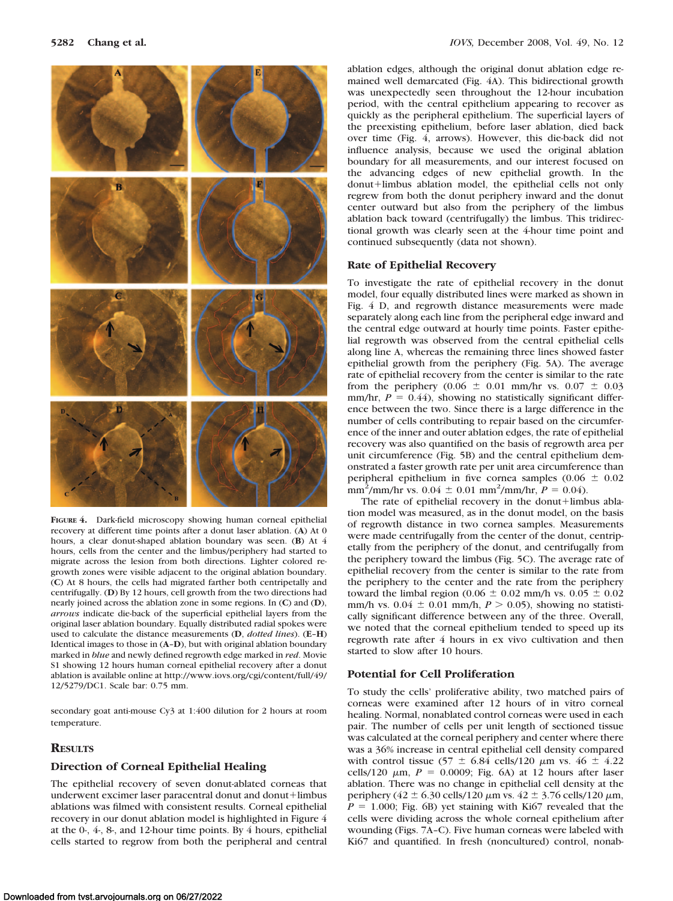**Figure 4.** Dark-field microscopy showing human corneal epithelial recovery at different time points after a donut laser ablation. (**A**) At 0 hours, a clear donut-shaped ablation boundary was seen. (**B**) At 4 hours, cells from the center and the limbus/periphery had started to migrate across the lesion from both directions. Lighter colored regrowth zones were visible adjacent to the original ablation boundary. (**C**) At 8 hours, the cells had migrated farther both centripetally and centrifugally. (**D**) By 12 hours, cell growth from the two directions had nearly joined across the ablation zone in some regions. In (**C**) and (**D**), *arrows* indicate die-back of the superficial epithelial layers from the original laser ablation boundary. Equally distributed radial spokes were used to calculate the distance measurements (**D**, *dotted lines*). (**E–H**) Identical images to those in (**A–D**), but with original ablation boundary marked in *blue* and newly defined regrowth edge marked in *red*. Movie S1 showing 12 hours human corneal epithelial recovery after a donut ablation is available online at http://www.iovs.org/cgi/content/full/49/12/5279/DC1. Scale bar: 0.75 mm.

secondary goat anti-mouse Cy3 at 1:400 dilution for 2 hours at room temperature.

## Results

### Direction of Corneal Epithelial Healing

The epithelial recovery of seven donut-ablated corneas that underwent excimer laser paracentral donut and donut+limbus ablations was filmed with consistent results. Corneal epithelial recovery in our donut ablation model is highlighted in Figure 4 at the 0-, 4-, 8-, and 12-hour time points. By 4 hours, epithelial cells started to regrow from both the peripheral and central ablation edges, although the original donut ablation edge remained well demarcated (Fig. 4A). This bidirectional growth was unexpectedly seen throughout the 12-hour incubation period, with the central epithelium appearing to recover as quickly as the peripheral epithelium. The superficial layers of the preexisting epithelium, before laser ablation, died back over time (Fig. 4, arrows). However, this die-back did not influence analysis, because we used the original ablation boundary for all measurements, and our interest focused on the advancing edges of new epithelial growth. In the donut+limbus ablation model, the epithelial cells not only regrew from both the donut periphery inward and the donut center outward but also from the periphery of the limbus ablation back toward (centrifugally) the limbus. This tridirectional growth was clearly seen at the 4-hour time point and continued subsequently (data not shown).

### Rate of Epithelial Recovery

To investigate the rate of epithelial recovery in the donut model, four equally distributed lines were marked as shown in Fig. 4 D, and regrowth distance measurements were made separately along each line from the peripheral edge inward and the central edge outward at hourly time points. Faster epithelial regrowth was observed from the central epithelial cells along line A, whereas the remaining three lines showed faster epithelial growth from the periphery (Fig. 5A). The average rate of epithelial recovery from the center is similar to the rate from the periphery (0.06 ± 0.01 mm/hr vs. 0.07 ± 0.03 mm/hr, $P = 0.44$), showing no statistically significant difference between the two. Since there is a large difference in the number of cells contributing to repair based on the circumference of the inner and outer ablation edges, the rate of epithelial recovery was also quantified on the basis of regrowth area per unit circumference (Fig. 5B) and the central epithelium demonstrated a faster growth rate per unit area circumference than peripheral epithelium in five cornea samples (0.06 ± 0.02 $mm^2$/mm/hr vs. 0.04 ± 0.01 $mm^2$/mm/hr, $P = 0.04$).

The rate of epithelial recovery in the donut+limbus ablation model was measured, as in the donut model, on the basis of regrowth distance in two cornea samples. Measurements were made centrifugally from the center of the donut, centripetally from the periphery of the donut, and centrifugally from the periphery toward the limbus (Fig. 5C). The average rate of epithelial recovery from the center is similar to the rate from the periphery to the center and the rate from the periphery toward the limbal region (0.06 ± 0.02 mm/h vs. 0.05 ± 0.02 mm/h vs. 0.04 ± 0.01 mm/h, $P > 0.05$), showing no statistically significant difference between any of the three. Overall, we noted that the corneal epithelium tended to speed up its regrowth rate after 4 hours in ex vivo cultivation and then started to slow after 10 hours.

### Potential for Cell Proliferation

To study the cells' proliferative ability, two matched pairs of corneas were examined after 12 hours of in vitro corneal healing. Normal, nonablated control corneas were used in each pair. The number of cells per unit length of sectioned tissue was calculated at the corneal periphery and center where there was a 36% increase in central epithelial cell density compared with control tissue (57 ± 6.84 cells/120 μm vs. 46 ± 4.22 cells/120 μm, $P = 0.0009$; Fig. 6A) at 12 hours after laser ablation. There was no change in epithelial cell density at the periphery (42 ± 6.30 cells/120 μm vs. 42 ± 3.76 cells/120 μm, $P = 1.000$; Fig. 6B) yet staining with Ki67 revealed that the cells were dividing across the whole corneal epithelium after wounding (Figs. 7A–C). Five human corneas were labeled with Ki67 and quantified. In fresh (noncultured) control, nonab-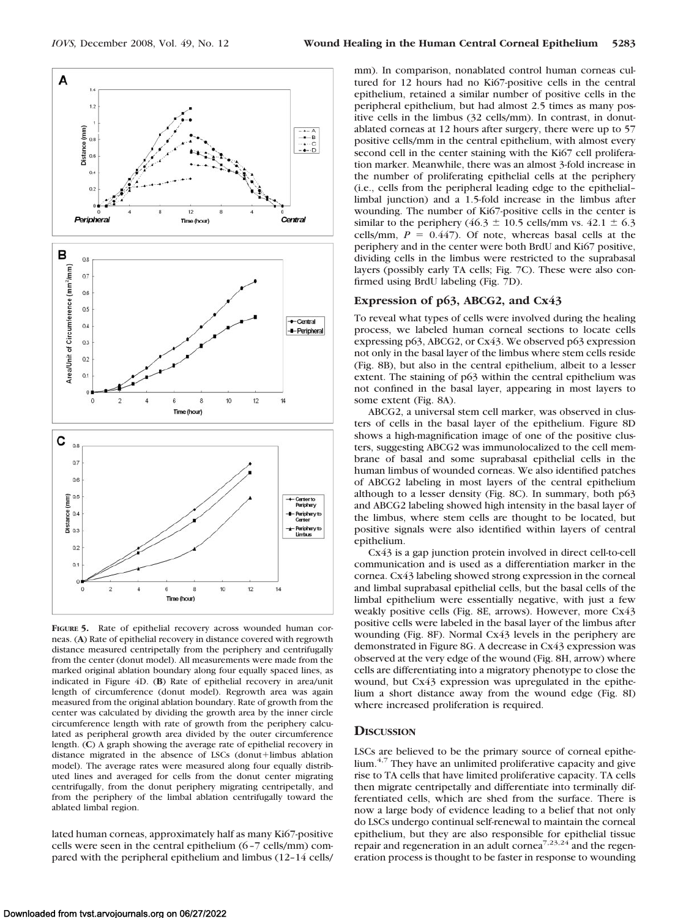**FIGURE 5.** Rate of epithelial recovery across wounded human corneas. (**A**) Rate of epithelial recovery in distance covered with regrowth distance measured centripetally from the periphery and centrifugally from the center (donut model). All measurements were made from the marked original ablation boundary along four equally spaced lines, as indicated in Figure 4D. (**B**) Rate of epithelial recovery in area/unit length of circumference (donut model). Regrowth area was again measured from the original ablation boundary. Rate of growth from the center was calculated by dividing the growth area by the inner circle circumference length with rate of growth from the periphery calculated as peripheral growth area divided by the outer circumference length. (**C**) A graph showing the average rate of epithelial recovery in distance migrated in the absence of LSCs (donut+limbus ablation model). The average rates were measured along four equally distributed lines and averaged for cells from the donut center migrating centrifugally, from the donut periphery migrating centripetally, and from the periphery of the limbal ablation centrifugally toward the ablated limbal region.

lated human corneas, approximately half as many Ki67-positive cells were seen in the central epithelium (6–7 cells/mm) compared with the peripheral epithelium and limbus (12–14 cells/mm). In comparison, nonablated control human corneas cultured for 12 hours had no Ki67-positive cells in the central epithelium, retained a similar number of positive cells in the peripheral epithelium, but had almost 2.5 times as many positive cells in the limbus (32 cells/mm). In contrast, in donut-ablated corneas at 12 hours after surgery, there were up to 57 positive cells/mm in the central epithelium, with almost every second cell in the center staining with the Ki67 cell proliferation marker. Meanwhile, there was an almost 3-fold increase in the number of proliferating epithelial cells at the periphery (i.e., cells from the peripheral leading edge to the epithelial–limbal junction) and a 1.5-fold increase in the limbus after wounding. The number of Ki67-positive cells in the center is similar to the periphery ($46.3 \pm 10.5$ cells/mm vs. $42.1 \pm 6.3$ cells/mm, $P = 0.447$). Of note, whereas basal cells at the periphery and in the center were both BrdU and Ki67 positive, dividing cells in the limbus were restricted to the suprabasal layers (possibly early TA cells; Fig. 7C). These were also confirmed using BrdU labeling (Fig. 7D).

## Expression of p63, ABCG2, and Cx43

To reveal what types of cells were involved during the healing process, we labeled human corneal sections to locate cells expressing p63, ABCG2, or Cx43. We observed p63 expression not only in the basal layer of the limbus where stem cells reside (Fig. 8B), but also in the central epithelium, albeit to a lesser extent. The staining of p63 within the central epithelium was not confined in the basal layer, appearing in most layers to some extent (Fig. 8A).

ABCG2, a universal stem cell marker, was observed in clusters of cells in the basal layer of the epithelium. Figure 8D shows a high-magnification image of one of the positive clusters, suggesting ABCG2 was immunolocalized to the cell membrane of basal and some suprabasal epithelial cells in the human limbus of wounded corneas. We also identified patches of ABCG2 labeling in most layers of the central epithelium although to a lesser density (Fig. 8C). In summary, both p63 and ABCG2 labeling showed high intensity in the basal layer of the limbus, where stem cells are thought to be located, but positive signals were also identified within layers of central epithelium.

Cx43 is a gap junction protein involved in direct cell-to-cell communication and is used as a differentiation marker in the cornea. Cx43 labeling showed strong expression in the corneal and limbal suprabasal epithelial cells, but the basal cells of the limbal epithelium were essentially negative, with just a few weakly positive cells (Fig. 8E, arrows). However, more Cx43 positive cells were labeled in the basal layer of the limbus after wounding (Fig. 8F). Normal Cx43 levels in the periphery are demonstrated in Figure 8G. A decrease in Cx43 expression was observed at the very edge of the wound (Fig. 8H, arrow) where cells are differentiating into a migratory phenotype to close the wound, but Cx43 expression was upregulated in the epithelium a short distance away from the wound edge (Fig. 8I) where increased proliferation is required.

## Discussion

LSCs are believed to be the primary source of corneal epithelium.[4,7] They have an unlimited proliferative capacity and give rise to TA cells that have limited proliferative capacity. TA cells then migrate centripetally and differentiate into terminally differentiated cells, which are shed from the surface. There is now a large body of evidence leading to a belief that not only do LSCs undergo continual self-renewal to maintain the corneal epithelium, but they are also responsible for epithelial tissue repair and regeneration in an adult cornea[7,23,24] and the regeneration process is thought to be faster in response to wounding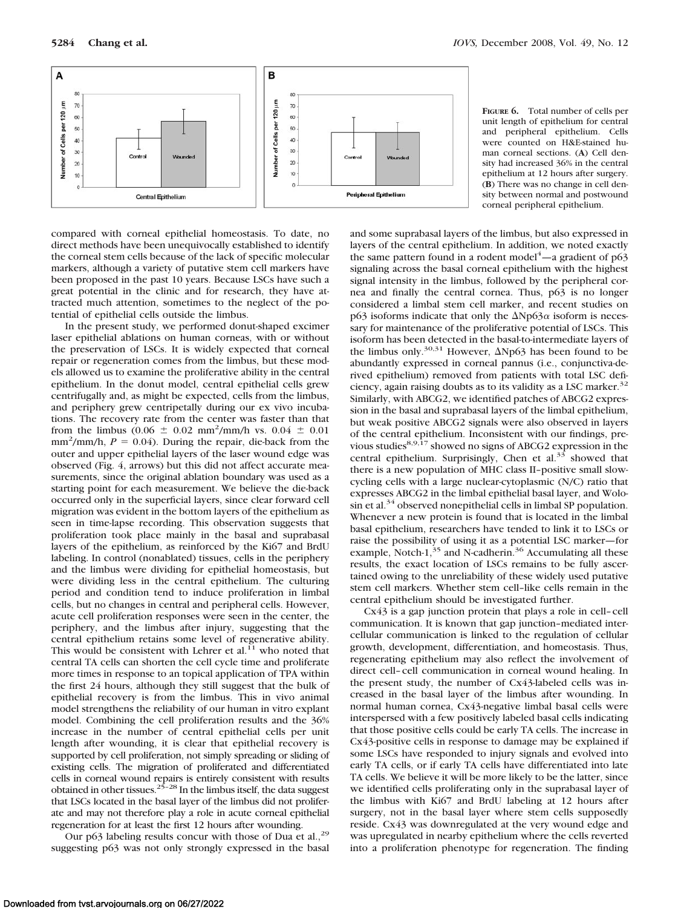**Figure 6.** Total number of cells per unit length of epithelium for central and peripheral epithelium. Cells were counted on H&E-stained human corneal sections. (**A**) Cell density had increased 36% in the central epithelium at 12 hours after surgery. (**B**) There was no change in cell density between normal and postwound corneal peripheral epithelium.

compared with corneal epithelial homeostasis. To date, no direct methods have been unequivocally established to identify the corneal stem cells because of the lack of specific molecular markers, although a variety of putative stem cell markers have been proposed in the past 10 years. Because LSCs have such a great potential in the clinic and for research, they have attracted much attention, sometimes to the neglect of the potential of epithelial cells outside the limbus.

In the present study, we performed donut-shaped excimer laser epithelial ablations on human corneas, with or without the preservation of LSCs. It is widely expected that corneal repair or regeneration comes from the limbus, but these models allowed us to examine the proliferative ability in the central epithelium. In the donut model, central epithelial cells grew centrifugally and, as might be expected, cells from the limbus, and periphery grew centripetally during our ex vivo incubations. The recovery rate from the center was faster than that from the limbus ($0.06 \pm 0.02$ mm$^2$/mm/h vs. $0.04 \pm 0.01$ mm$^2$/mm/h, $P = 0.04$). During the repair, die-back from the outer and upper epithelial layers of the laser wound edge was observed (Fig. 4, arrows) but this did not affect accurate measurements, since the original ablation boundary was used as a starting point for each measurement. We believe the die-back occurred only in the superficial layers, since clear forward cell migration was evident in the bottom layers of the epithelium as seen in time-lapse recording. This observation suggests that proliferation took place mainly in the basal and suprabasal layers of the epithelium, as reinforced by the Ki67 and BrdU labeling. In control (nonablated) tissues, cells in the periphery and the limbus were dividing for epithelial homeostasis, but were dividing less in the central epithelium. The culturing period and condition tend to induce proliferation in limbal cells, but no changes in central and peripheral cells. However, acute cell proliferation responses were seen in the center, the periphery, and the limbus after injury, suggesting that the central epithelium retains some level of regenerative ability. This would be consistent with Lehrer et al.[11] who noted that central TA cells can shorten the cell cycle time and proliferate more times in response to an topical application of TPA within the first 24 hours, although they still suggest that the bulk of epithelial recovery is from the limbus. This in vivo animal model strengthens the reliability of our human in vitro explant model. Combining the cell proliferation results and the 36% increase in the number of central epithelial cells per unit length after wounding, it is clear that epithelial recovery is supported by cell proliferation, not simply spreading or sliding of existing cells. The migration of proliferated and differentiated cells in corneal wound repairs is entirely consistent with results obtained in other tissues.[25–28] In the limbus itself, the data suggest that LSCs located in the basal layer of the limbus did not proliferate and may not therefore play a role in acute corneal epithelial regeneration for at least the first 12 hours after wounding.

Our p63 labeling results concur with those of Dua et al.,[29] suggesting p63 was not only strongly expressed in the basal and some suprabasal layers of the limbus, but also expressed in layers of the central epithelium. In addition, we noted exactly the same pattern found in a rodent model[4]—a gradient of p63 signaling across the basal corneal epithelium with the highest signal intensity in the limbus, followed by the peripheral cornea and finally the central cornea. Thus, p63 is no longer considered a limbal stem cell marker, and recent studies on p63 isoforms indicate that only the ΔNp63α isoform is necessary for maintenance of the proliferative potential of LSCs. This isoform has been detected in the basal-to-intermediate layers of the limbus only.[30,31] However, ΔNp63 has been found to be abundantly expressed in corneal pannus (i.e., conjunctiva-derived epithelium) removed from patients with total LSC deficiency, again raising doubts as to its validity as a LSC marker.[32] Similarly, with ABCG2, we identified patches of ABCG2 expression in the basal and suprabasal layers of the limbal epithelium, but weak positive ABCG2 signals were also observed in layers of the central epithelium. Inconsistent with our findings, previous studies[8,9,17] showed no signs of ABCG2 expression in the central epithelium. Surprisingly, Chen et al.[33] showed that there is a new population of MHC class II–positive small slow-cycling cells with a large nuclear-cytoplasmic (N/C) ratio that expresses ABCG2 in the limbal epithelial basal layer, and Wolosin et al.[34] observed nonepithelial cells in limbal SP population. Whenever a new protein is found that is located in the limbal basal epithelium, researchers have tended to link it to LSCs or raise the possibility of using it as a potential LSC marker—for example, Notch-1,[35] and N-cadherin.[36] Accumulating all these results, the exact location of LSCs remains to be fully ascertained owing to the unreliability of these widely used putative stem cell markers. Whether stem cell–like cells remain in the central epithelium should be investigated further.

Cx43 is a gap junction protein that plays a role in cell–cell communication. It is known that gap junction–mediated intercellular communication is linked to the regulation of cellular growth, development, differentiation, and homeostasis. Thus, regenerating epithelium may also reflect the involvement of direct cell–cell communication in corneal wound healing. In the present study, the number of Cx43-labeled cells was increased in the basal layer of the limbus after wounding. In normal human cornea, Cx43-negative limbal basal cells were interspersed with a few positively labeled basal cells indicating that those positive cells could be early TA cells. The increase in Cx43-positive cells in response to damage may be explained if some LSCs have responded to injury signals and evolved into early TA cells, or if early TA cells have differentiated into late TA cells. We believe it will be more likely to be the latter, since we identified cells proliferating only in the suprabasal layer of the limbus with Ki67 and BrdU labeling at 12 hours after surgery, not in the basal layer where stem cells supposedly reside. Cx43 was downregulated at the very wound edge and was upregulated in nearby epithelium where the cells reverted into a proliferation phenotype for regeneration. The finding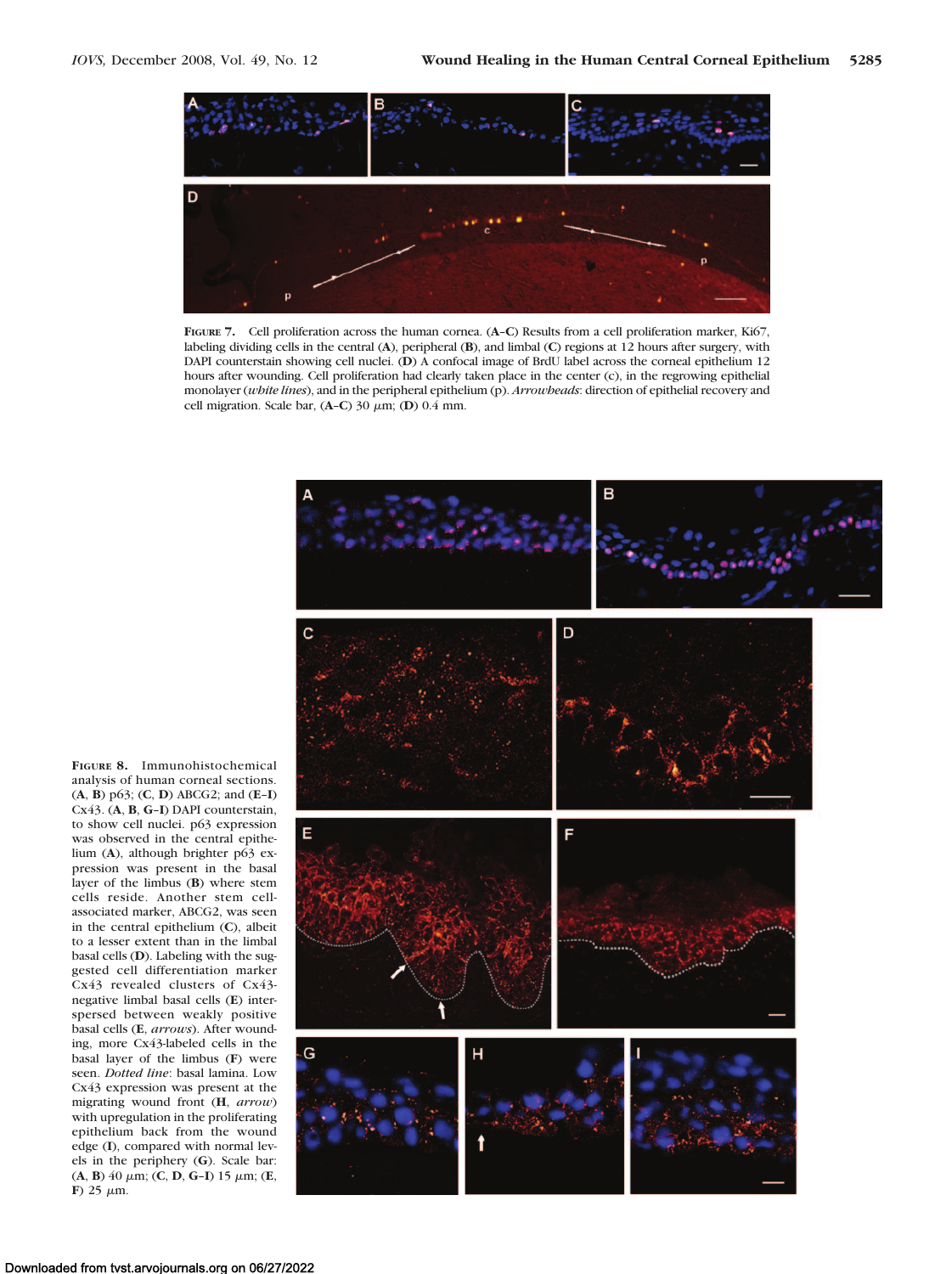**Figure 7.** Cell proliferation across the human cornea. (**A**–**C**) Results from a cell proliferation marker, Ki67, labeling dividing cells in the central (**A**), peripheral (**B**), and limbal (**C**) regions at 12 hours after surgery, with DAPI counterstain showing cell nuclei. (**D**) A confocal image of BrdU label across the corneal epithelium 12 hours after wounding. Cell proliferation had clearly taken place in the center (c), in the regrowing epithelial monolayer (*white lines*), and in the peripheral epithelium (p). *Arrowheads*: direction of epithelial recovery and cell migration. Scale bar, (**A**–**C**) 30 μm; (**D**) 0.4 mm.

**Figure 8.** Immunohistochemical analysis of human corneal sections. (**A**, **B**) p63; (**C**, **D**) ABCG2; and (**E**–**I**) Cx43. (**A**, **B**, **G**–**I**) DAPI counterstain, to show cell nuclei. p63 expression was observed in the central epithelium (**A**), although brighter p63 expression was present in the basal layer of the limbus (**B**) where stem cells reside. Another stem cell-associated marker, ABCG2, was seen in the central epithelium (**C**), albeit to a lesser extent than in the limbal basal cells (**D**). Labeling with the suggested cell differentiation marker Cx43 revealed clusters of Cx43-negative limbal basal cells (**E**) interspersed between weakly positive basal cells (**E**, *arrows*). After wounding, more Cx43-labeled cells in the basal layer of the limbus (**F**) were seen. *Dotted line*: basal lamina. Low Cx43 expression was present at the migrating wound front (**H**, *arrow*) with upregulation in the proliferating epithelium back from the wound edge (**I**), compared with normal levels in the periphery (**G**). Scale bar: (**A**, **B**) 40 μm; (**C**, **D**, **G**–**I**) 15 μm; (**E**, **F**) 25 μm.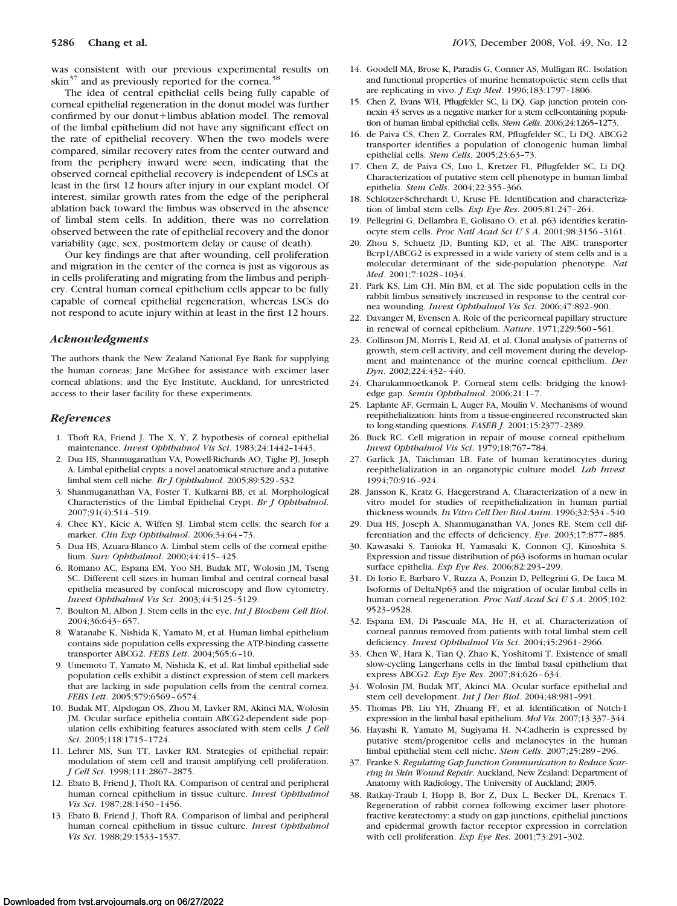was consistent with our previous experimental results on skin[37] and as previously reported for the cornea.[38]

The idea of central epithelial cells being fully capable of corneal epithelial regeneration in the donut model was further confirmed by our donut+limbus ablation model. The removal of the limbal epithelium did not have any significant effect on the rate of epithelial recovery. When the two models were compared, similar recovery rates from the center outward and from the periphery inward were seen, indicating that the observed corneal epithelial recovery is independent of LSCs at least in the first 12 hours after injury in our explant model. Of interest, similar growth rates from the edge of the peripheral ablation back toward the limbus was observed in the absence of limbal stem cells. In addition, there was no correlation observed between the rate of epithelial recovery and the donor variability (age, sex, postmortem delay or cause of death).

Our key findings are that after wounding, cell proliferation and migration in the center of the cornea is just as vigorous as in cells proliferating and migrating from the limbus and periphery. Central human corneal epithelium cells appear to be fully capable of corneal epithelial regeneration, whereas LSCs do not respond to acute injury within at least in the first 12 hours.

## *Acknowledgments*

The authors thank the New Zealand National Eye Bank for supplying the human corneas; Jane McGhee for assistance with excimer laser corneal ablations; and the Eye Institute, Auckland, for unrestricted access to their laser facility for these experiments.

## *References*

1. Thoft RA, Friend J. The X, Y, Z hypothesis of corneal epithelial maintenance. *Invest Ophthalmol Vis Sci*. 1983;24:1442–1443.
2. Dua HS, Shanmuganathan VA, Powell-Richards AO, Tighe PJ, Joseph A. Limbal epithelial crypts: a novel anatomical structure and a putative limbal stem cell niche. *Br J Ophthalmol.* 2005;89:529–532.
3. Shanmuganathan VA, Foster T, Kulkarni BB, et al. Morphological Characteristics of the Limbal Epithelial Crypt. *Br J Ophthalmol*. 2007;91(4):514–519.
4. Chee KY, Kicic A, Wiffen SJ. Limbal stem cells: the search for a marker. *Clin Exp Ophthalmol*. 2006;34:64–73.
5. Dua HS, Azuara-Blanco A. Limbal stem cells of the corneal epithelium. *Surv Ophthalmol*. 2000;44:415–425.
6. Romano AC, Espana EM, Yoo SH, Budak MT, Wolosin JM, Tseng SC. Different cell sizes in human limbal and central corneal basal epithelia measured by confocal microscopy and flow cytometry. *Invest Ophthalmol Vis Sci*. 2003;44:5125–5129.
7. Boulton M, Albon J. Stem cells in the eye. *Int J Biochem Cell Biol*. 2004;36:643–657.
8. Watanabe K, Nishida K, Yamato M, et al. Human limbal epithelium contains side population cells expressing the ATP-binding cassette transporter ABCG2. *FEBS Lett*. 2004;565:6–10.
9. Umemoto T, Yamato M, Nishida K, et al. Rat limbal epithelial side population cells exhibit a distinct expression of stem cell markers that are lacking in side population cells from the central cornea. *FEBS Lett*. 2005;579:6569–6574.
10. Budak MT, Alpdogan OS, Zhou M, Lavker RM, Akinci MA, Wolosin JM. Ocular surface epithelia contain ABCG2-dependent side population cells exhibiting features associated with stem cells. *J Cell Sci*. 2005;118:1715–1724.
11. Lehrer MS, Sun TT, Lavker RM. Strategies of epithelial repair: modulation of stem cell and transit amplifying cell proliferation. *J Cell Sci*. 1998;111:2867–2875.
12. Ebato B, Friend J, Thoft RA. Comparison of central and peripheral human corneal epithelium in tissue culture. *Invest Ophthalmol Vis Sci*. 1987;28:1450–1456.
13. Ebato B, Friend J, Thoft RA. Comparison of limbal and peripheral human corneal epithelium in tissue culture. *Invest Ophthalmol Vis Sci*. 1988;29:1533–1537.
14. Goodell MA, Brose K, Paradis G, Conner AS, Mulligan RC. Isolation and functional properties of murine hematopoietic stem cells that are replicating in vivo. *J Exp Med*. 1996;183:1797–1806.
15. Chen Z, Evans WH, Pflugfelder SC, Li DQ. Gap junction protein connexin 43 serves as a negative marker for a stem cell-containing population of human limbal epithelial cells. *Stem Cells*. 2006;24:1265–1273.
16. de Paiva CS, Chen Z, Corrales RM, Pflugfelder SC, Li DQ. ABCG2 transporter identifies a population of clonogenic human limbal epithelial cells. *Stem Cells*. 2005;23:63–73.
17. Chen Z, de Paiva CS, Luo L, Kretzer FL, Pflugfelder SC, Li DQ. Characterization of putative stem cell phenotype in human limbal epithelia. *Stem Cells*. 2004;22:355–366.
18. Schlotzer-Schrehardt U, Kruse FE. Identification and characterization of limbal stem cells. *Exp Eye Res*. 2005;81:247–264.
19. Pellegrini G, Dellambra E, Golisano O, et al. p63 identifies keratinocyte stem cells. *Proc Natl Acad Sci U S A*. 2001;98:3156–3161.
20. Zhou S, Schuetz JD, Bunting KD, et al. The ABC transporter Bcrp1/ABCG2 is expressed in a wide variety of stem cells and is a molecular determinant of the side-population phenotype. *Nat Med*. 2001;7:1028–1034.
21. Park KS, Lim CH, Min BM, et al. The side population cells in the rabbit limbus sensitively increased in response to the central cornea wounding. *Invest Ophthalmol Vis Sci*. 2006;47:892–900.
22. Davanger M, Evensen A. Role of the pericorneal papillary structure in renewal of corneal epithelium. *Nature*. 1971;229:560–561.
23. Collinson JM, Morris L, Reid AI, et al. Clonal analysis of patterns of growth, stem cell activity, and cell movement during the development and maintenance of the murine corneal epithelium. *Dev Dyn*. 2002;224:432–440.
24. Charukamnoetkanok P. Corneal stem cells: bridging the knowledge gap. *Semin Ophthalmol*. 2006;21:1–7.
25. Laplante AF, Germain L, Auger FA, Moulin V. Mechanisms of wound reepithelialization: hints from a tissue-engineered reconstructed skin to long-standing questions. *FASEB J*. 2001;15:2377–2389.
26. Buck RC. Cell migration in repair of mouse corneal epithelium. *Invest Ophthalmol Vis Sci*. 1979;18:767–784.
27. Garlick JA, Taichman LB. Fate of human keratinocytes during reepithelialization in an organotypic culture model. *Lab Invest*. 1994;70:916–924.
28. Jansson K, Kratz G, Haegerstrand A. Characterization of a new in vitro model for studies of reepithelialization in human partial thickness wounds. *In Vitro Cell Dev Biol Anim*. 1996;32:534–540.
29. Dua HS, Joseph A, Shanmuganathan VA, Jones RE. Stem cell differentiation and the effects of deficiency. *Eye*. 2003;17:877–885.
30. Kawasaki S, Tanioka H, Yamasaki K, Connon CJ, Kinoshita S. Expression and tissue distribution of p63 isoforms in human ocular surface epithelia. *Exp Eye Res*. 2006;82:293–299.
31. Di Iorio E, Barbaro V, Ruzza A, Ponzin D, Pellegrini G, De Luca M. Isoforms of DeltaNp63 and the migration of ocular limbal cells in human corneal regeneration. *Proc Natl Acad Sci U S A*. 2005;102: 9523–9528.
32. Espana EM, Di Pascuale MA, He H, et al. Characterization of corneal pannus removed from patients with total limbal stem cell deficiency. *Invest Ophthalmol Vis Sci*. 2004;45:2961–2966.
33. Chen W, Hara K, Tian Q, Zhao K, Yoshitomi T. Existence of small slow-cycling Langerhans cells in the limbal basal epithelium that express ABCG2. *Exp Eye Res*. 2007;84:626–634.
34. Wolosin JM, Budak MT, Akinci MA. Ocular surface epithelial and stem cell development. *Int J Dev Biol*. 2004;48:981–991.
35. Thomas PB, Liu YH, Zhuang FF, et al. Identification of Notch-1 expression in the limbal basal epithelium. *Mol Vis*. 2007;13:337–344.
36. Hayashi R, Yamato M, Sugiyama H. N-Cadherin is expressed by putative stem/progenitor cells and melanocytes in the human limbal epithelial stem cell niche. *Stem Cells*. 2007;25:289–296.
37. Franke S. *Regulating Gap Junction Communication to Reduce Scarring in Skin Wound Repair*. Auckland, New Zealand: Department of Anatomy with Radiology, The University of Auckland; 2005.
38. Ratkay-Traub I, Hopp B, Bor Z, Dux L, Becker DL, Krenacs T. Regeneration of rabbit cornea following excimer laser photorefractive keratectomy: a study on gap junctions, epithelial junctions and epidermal growth factor receptor expression in correlation with cell proliferation. *Exp Eye Res*. 2001;73:291–302.